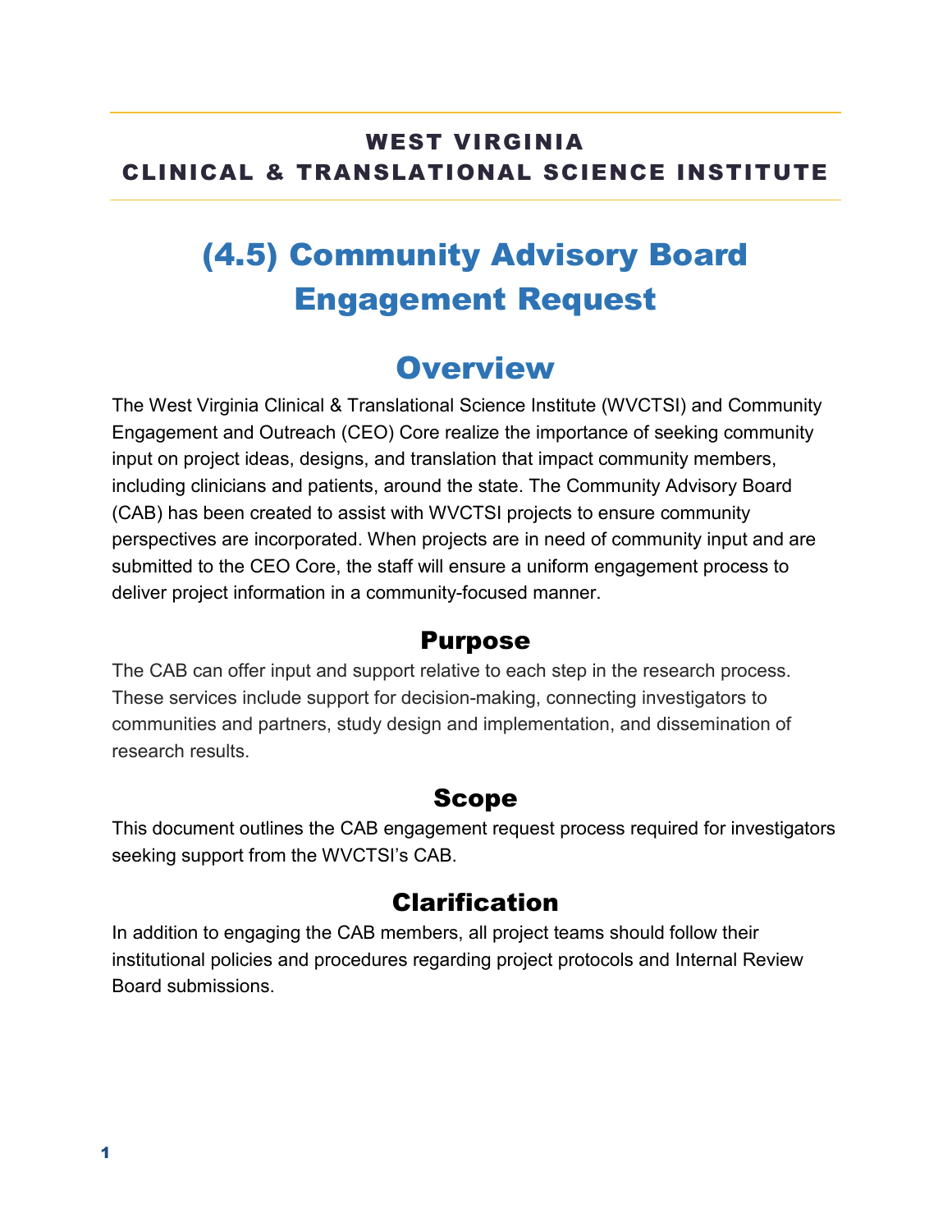**WEST VIRGINIA**
**CLINICAL & TRANSLATIONAL SCIENCE INSTITUTE**

# (4.5) Community Advisory Board Engagement Request

## Overview

The West Virginia Clinical & Translational Science Institute (WVCTSI) and Community Engagement and Outreach (CEO) Core realize the importance of seeking community input on project ideas, designs, and translation that impact community members, including clinicians and patients, around the state. The Community Advisory Board (CAB) has been created to assist with WVCTSI projects to ensure community perspectives are incorporated. When projects are in need of community input and are submitted to the CEO Core, the staff will ensure a uniform engagement process to deliver project information in a community-focused manner.

### Purpose

The CAB can offer input and support relative to each step in the research process. These services include support for decision-making, connecting investigators to communities and partners, study design and implementation, and dissemination of research results.

### Scope

This document outlines the CAB engagement request process required for investigators seeking support from the WVCTSI's CAB.

### Clarification

In addition to engaging the CAB members, all project teams should follow their institutional policies and procedures regarding project protocols and Internal Review Board submissions.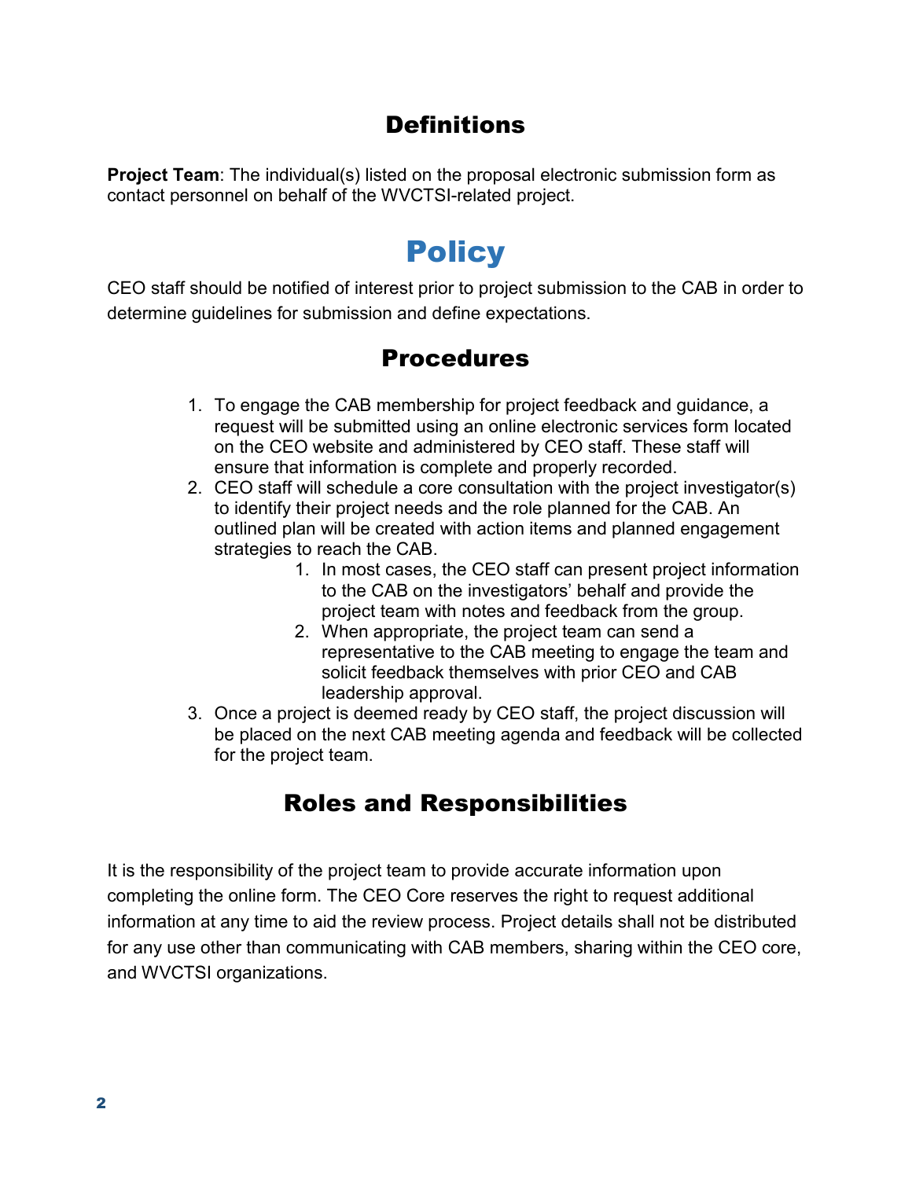## Definitions

**Project Team**: The individual(s) listed on the proposal electronic submission form as contact personnel on behalf of the WVCTSI-related project.

# Policy

CEO staff should be notified of interest prior to project submission to the CAB in order to determine guidelines for submission and define expectations.

## Procedures

1. To engage the CAB membership for project feedback and guidance, a request will be submitted using an online electronic services form located on the CEO website and administered by CEO staff. These staff will ensure that information is complete and properly recorded.
2. CEO staff will schedule a core consultation with the project investigator(s) to identify their project needs and the role planned for the CAB. An outlined plan will be created with action items and planned engagement strategies to reach the CAB.
    1. In most cases, the CEO staff can present project information to the CAB on the investigators' behalf and provide the project team with notes and feedback from the group.
    2. When appropriate, the project team can send a representative to the CAB meeting to engage the team and solicit feedback themselves with prior CEO and CAB leadership approval.
3. Once a project is deemed ready by CEO staff, the project discussion will be placed on the next CAB meeting agenda and feedback will be collected for the project team.

## Roles and Responsibilities

It is the responsibility of the project team to provide accurate information upon completing the online form. The CEO Core reserves the right to request additional information at any time to aid the review process. Project details shall not be distributed for any use other than communicating with CAB members, sharing within the CEO core, and WVCTSI organizations.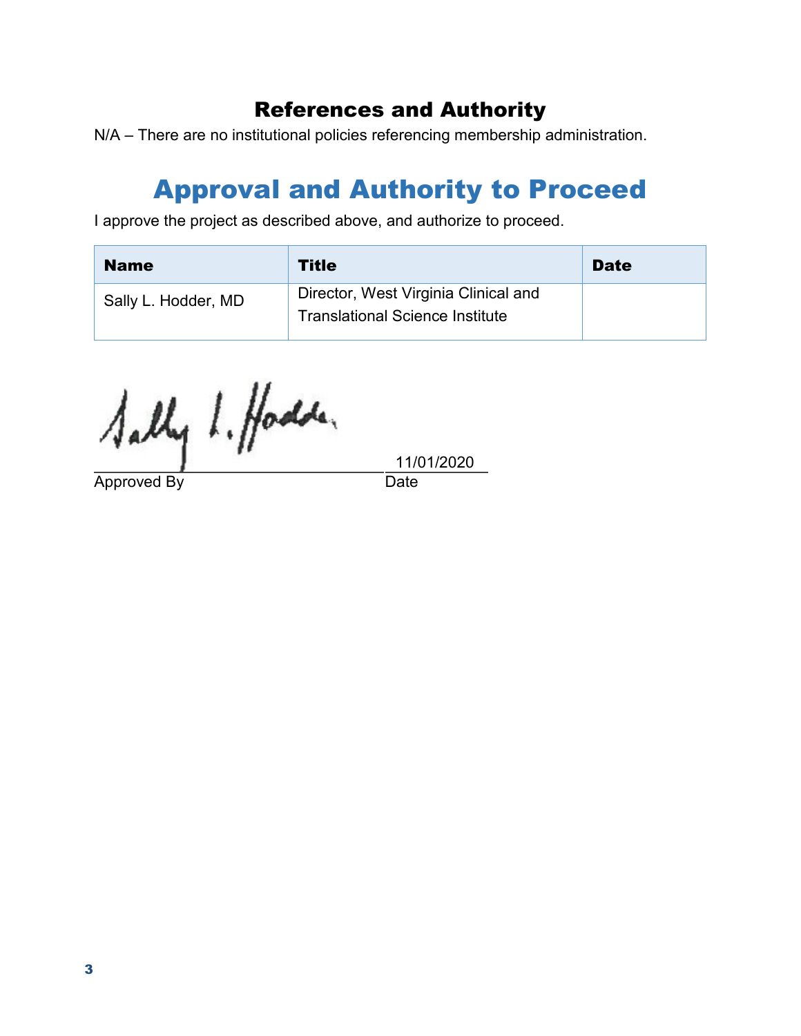## References and Authority

N/A – There are no institutional policies referencing membership administration.

# Approval and Authority to Proceed

I approve the project as described above, and authorize to proceed.

| Name | Title | Date |
|---|---|---|
| Sally L. Hodder, MD | Director, West Virginia Clinical and Translational Science Institute | |

Sally L. Hodder

Approved By

11/01/2020

Date